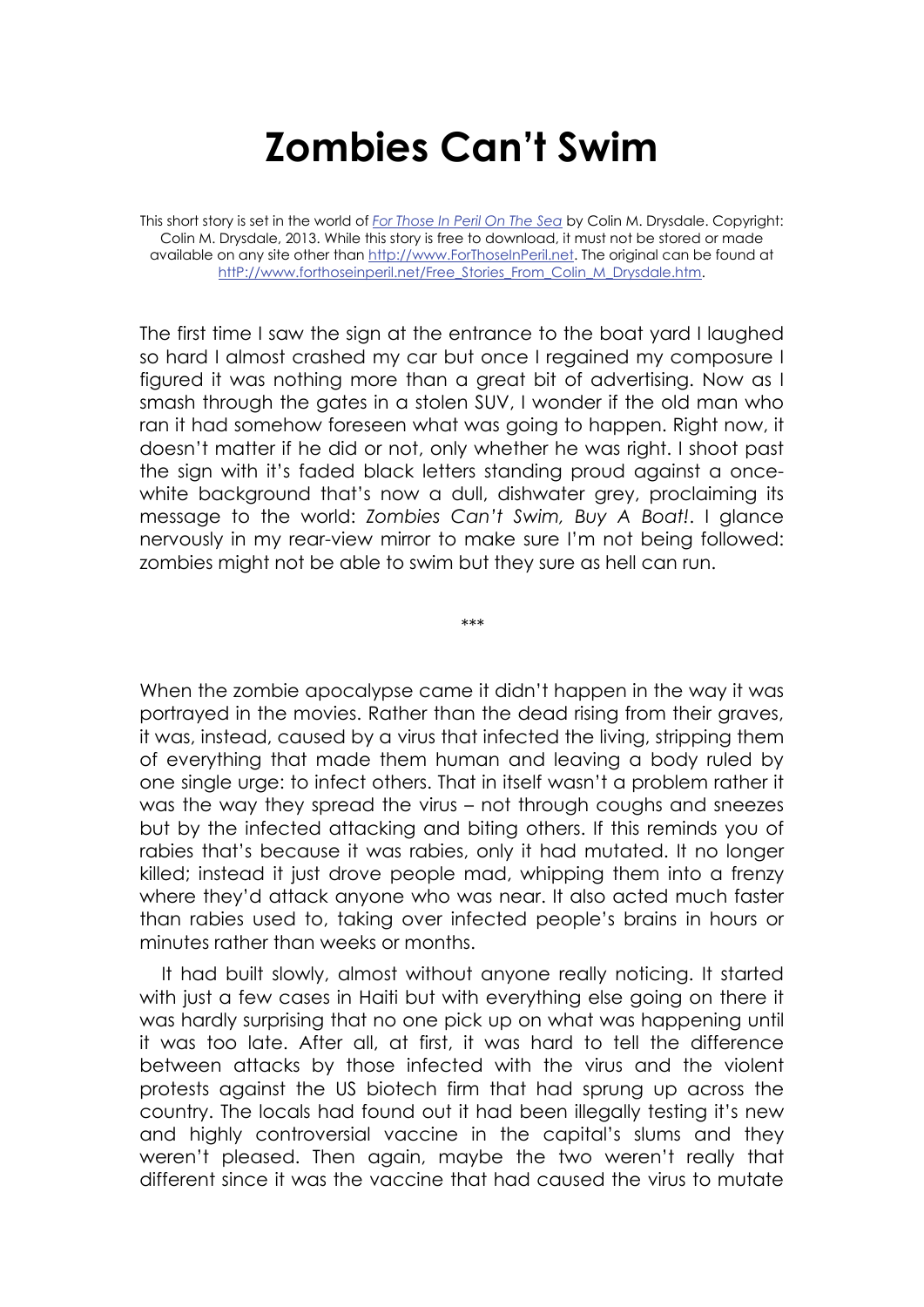# Zombies Can't Swim

This short story is set in the world of [*For Those In Peril On The Sea*](http://www.ForThoseInPeril.net) by Colin M. Drysdale. Copyright: Colin M. Drysdale, 2013. While this story is free to download, it must not be stored or made available on any site other than http://www.ForThoseInPeril.net. The original can be found at httP://www.forthoseinperil.net/Free_Stories_From_Colin_M_Drysdale.htm.

The first time I saw the sign at the entrance to the boat yard I laughed so hard I almost crashed my car but once I regained my composure I figured it was nothing more than a great bit of advertising. Now as I smash through the gates in a stolen SUV, I wonder if the old man who ran it had somehow foreseen what was going to happen. Right now, it doesn't matter if he did or not, only whether he was right. I shoot past the sign with it's faded black letters standing proud against a once-white background that's now a dull, dishwater grey, proclaiming its message to the world: *Zombies Can't Swim, Buy A Boat!*. I glance nervously in my rear-view mirror to make sure I'm not being followed: zombies might not be able to swim but they sure as hell can run.

\*\*\*

When the zombie apocalypse came it didn't happen in the way it was portrayed in the movies. Rather than the dead rising from their graves, it was, instead, caused by a virus that infected the living, stripping them of everything that made them human and leaving a body ruled by one single urge: to infect others. That in itself wasn't a problem rather it was the way they spread the virus – not through coughs and sneezes but by the infected attacking and biting others. If this reminds you of rabies that's because it was rabies, only it had mutated. It no longer killed; instead it just drove people mad, whipping them into a frenzy where they'd attack anyone who was near. It also acted much faster than rabies used to, taking over infected people's brains in hours or minutes rather than weeks or months.

It had built slowly, almost without anyone really noticing. It started with just a few cases in Haiti but with everything else going on there it was hardly surprising that no one pick up on what was happening until it was too late. After all, at first, it was hard to tell the difference between attacks by those infected with the virus and the violent protests against the US biotech firm that had sprung up across the country. The locals had found out it had been illegally testing it's new and highly controversial vaccine in the capital's slums and they weren't pleased. Then again, maybe the two weren't really that different since it was the vaccine that had caused the virus to mutate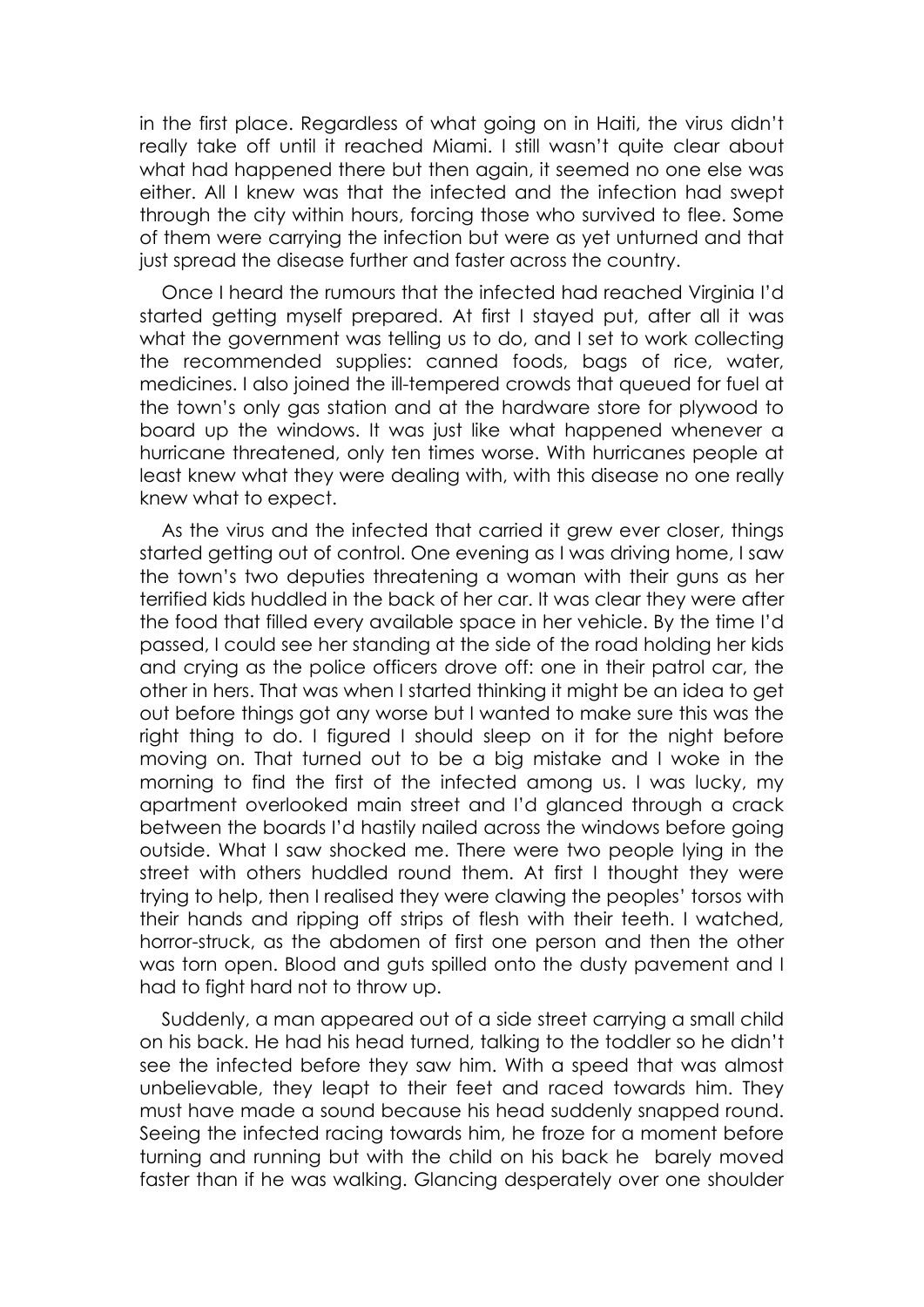in the first place. Regardless of what going on in Haiti, the virus didn't really take off until it reached Miami. I still wasn't quite clear about what had happened there but then again, it seemed no one else was either. All I knew was that the infected and the infection had swept through the city within hours, forcing those who survived to flee. Some of them were carrying the infection but were as yet unturned and that just spread the disease further and faster across the country.

Once I heard the rumours that the infected had reached Virginia I'd started getting myself prepared. At first I stayed put, after all it was what the government was telling us to do, and I set to work collecting the recommended supplies: canned foods, bags of rice, water, medicines. I also joined the ill-tempered crowds that queued for fuel at the town's only gas station and at the hardware store for plywood to board up the windows. It was just like what happened whenever a hurricane threatened, only ten times worse. With hurricanes people at least knew what they were dealing with, with this disease no one really knew what to expect.

As the virus and the infected that carried it grew ever closer, things started getting out of control. One evening as I was driving home, I saw the town's two deputies threatening a woman with their guns as her terrified kids huddled in the back of her car. It was clear they were after the food that filled every available space in her vehicle. By the time I'd passed, I could see her standing at the side of the road holding her kids and crying as the police officers drove off: one in their patrol car, the other in hers. That was when I started thinking it might be an idea to get out before things got any worse but I wanted to make sure this was the right thing to do. I figured I should sleep on it for the night before moving on. That turned out to be a big mistake and I woke in the morning to find the first of the infected among us. I was lucky, my apartment overlooked main street and I'd glanced through a crack between the boards I'd hastily nailed across the windows before going outside. What I saw shocked me. There were two people lying in the street with others huddled round them. At first I thought they were trying to help, then I realised they were clawing the peoples' torsos with their hands and ripping off strips of flesh with their teeth. I watched, horror-struck, as the abdomen of first one person and then the other was torn open. Blood and guts spilled onto the dusty pavement and I had to fight hard not to throw up.

Suddenly, a man appeared out of a side street carrying a small child on his back. He had his head turned, talking to the toddler so he didn't see the infected before they saw him. With a speed that was almost unbelievable, they leapt to their feet and raced towards him. They must have made a sound because his head suddenly snapped round. Seeing the infected racing towards him, he froze for a moment before turning and running but with the child on his back he barely moved faster than if he was walking. Glancing desperately over one shoulder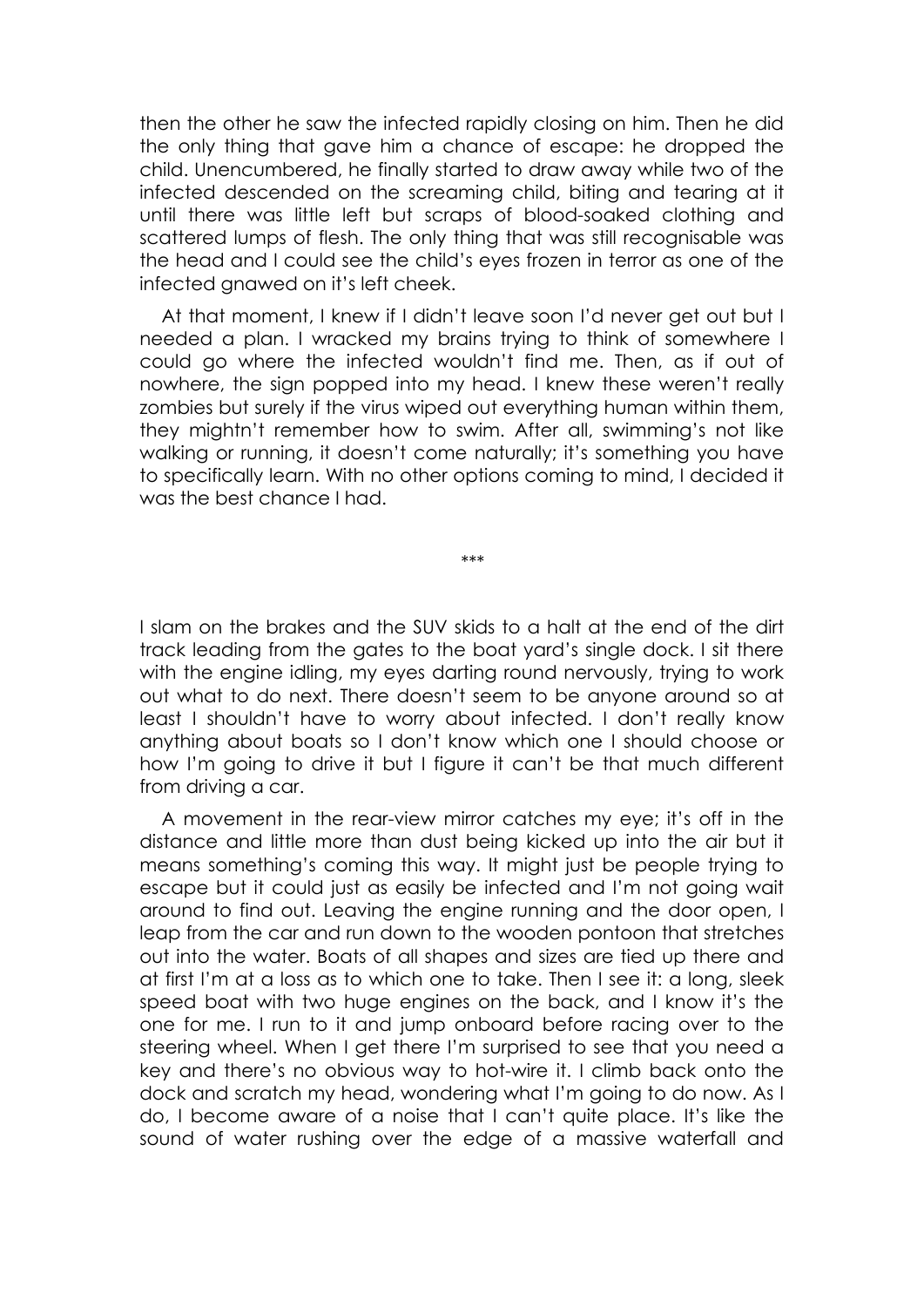then the other he saw the infected rapidly closing on him. Then he did the only thing that gave him a chance of escape: he dropped the child. Unencumbered, he finally started to draw away while two of the infected descended on the screaming child, biting and tearing at it until there was little left but scraps of blood-soaked clothing and scattered lumps of flesh. The only thing that was still recognisable was the head and I could see the child's eyes frozen in terror as one of the infected gnawed on it's left cheek.

At that moment, I knew if I didn't leave soon I'd never get out but I needed a plan. I wracked my brains trying to think of somewhere I could go where the infected wouldn't find me. Then, as if out of nowhere, the sign popped into my head. I knew these weren't really zombies but surely if the virus wiped out everything human within them, they mightn't remember how to swim. After all, swimming's not like walking or running, it doesn't come naturally; it's something you have to specifically learn. With no other options coming to mind, I decided it was the best chance I had.

***

I slam on the brakes and the SUV skids to a halt at the end of the dirt track leading from the gates to the boat yard's single dock. I sit there with the engine idling, my eyes darting round nervously, trying to work out what to do next. There doesn't seem to be anyone around so at least I shouldn't have to worry about infected. I don't really know anything about boats so I don't know which one I should choose or how I'm going to drive it but I figure it can't be that much different from driving a car.

A movement in the rear-view mirror catches my eye; it's off in the distance and little more than dust being kicked up into the air but it means something's coming this way. It might just be people trying to escape but it could just as easily be infected and I'm not going wait around to find out. Leaving the engine running and the door open, I leap from the car and run down to the wooden pontoon that stretches out into the water. Boats of all shapes and sizes are tied up there and at first I'm at a loss as to which one to take. Then I see it: a long, sleek speed boat with two huge engines on the back, and I know it's the one for me. I run to it and jump onboard before racing over to the steering wheel. When I get there I'm surprised to see that you need a key and there's no obvious way to hot-wire it. I climb back onto the dock and scratch my head, wondering what I'm going to do now. As I do, I become aware of a noise that I can't quite place. It's like the sound of water rushing over the edge of a massive waterfall and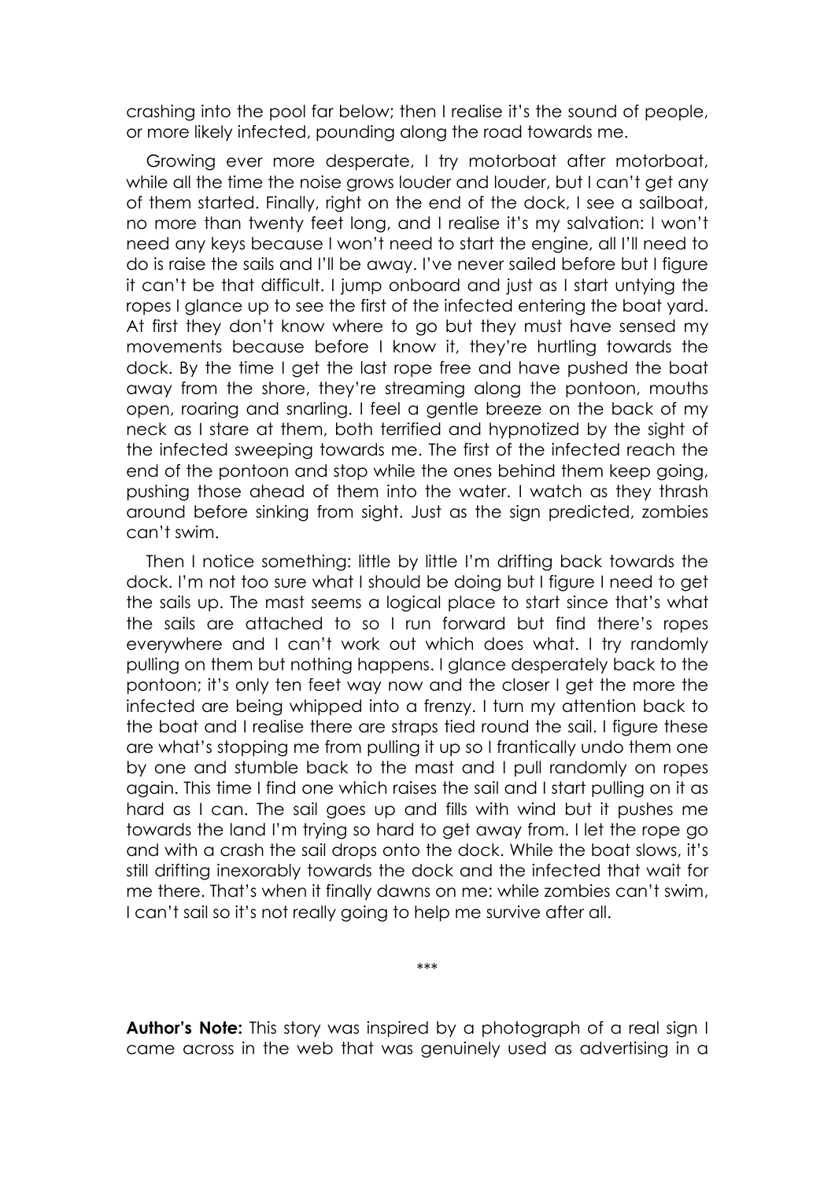crashing into the pool far below; then I realise it's the sound of people, or more likely infected, pounding along the road towards me.

Growing ever more desperate, I try motorboat after motorboat, while all the time the noise grows louder and louder, but I can't get any of them started. Finally, right on the end of the dock, I see a sailboat, no more than twenty feet long, and I realise it's my salvation: I won't need any keys because I won't need to start the engine, all I'll need to do is raise the sails and I'll be away. I've never sailed before but I figure it can't be that difficult. I jump onboard and just as I start untying the ropes I glance up to see the first of the infected entering the boat yard. At first they don't know where to go but they must have sensed my movements because before I know it, they're hurtling towards the dock. By the time I get the last rope free and have pushed the boat away from the shore, they're streaming along the pontoon, mouths open, roaring and snarling. I feel a gentle breeze on the back of my neck as I stare at them, both terrified and hypnotized by the sight of the infected sweeping towards me. The first of the infected reach the end of the pontoon and stop while the ones behind them keep going, pushing those ahead of them into the water. I watch as they thrash around before sinking from sight. Just as the sign predicted, zombies can't swim.

Then I notice something: little by little I'm drifting back towards the dock. I'm not too sure what I should be doing but I figure I need to get the sails up. The mast seems a logical place to start since that's what the sails are attached to so I run forward but find there's ropes everywhere and I can't work out which does what. I try randomly pulling on them but nothing happens. I glance desperately back to the pontoon; it's only ten feet way now and the closer I get the more the infected are being whipped into a frenzy. I turn my attention back to the boat and I realise there are straps tied round the sail. I figure these are what's stopping me from pulling it up so I frantically undo them one by one and stumble back to the mast and I pull randomly on ropes again. This time I find one which raises the sail and I start pulling on it as hard as I can. The sail goes up and fills with wind but it pushes me towards the land I'm trying so hard to get away from. I let the rope go and with a crash the sail drops onto the dock. While the boat slows, it's still drifting inexorably towards the dock and the infected that wait for me there. That's when it finally dawns on me: while zombies can't swim, I can't sail so it's not really going to help me survive after all.

\*\*\*

**Author's Note:** This story was inspired by a photograph of a real sign I came across in the web that was genuinely used as advertising in a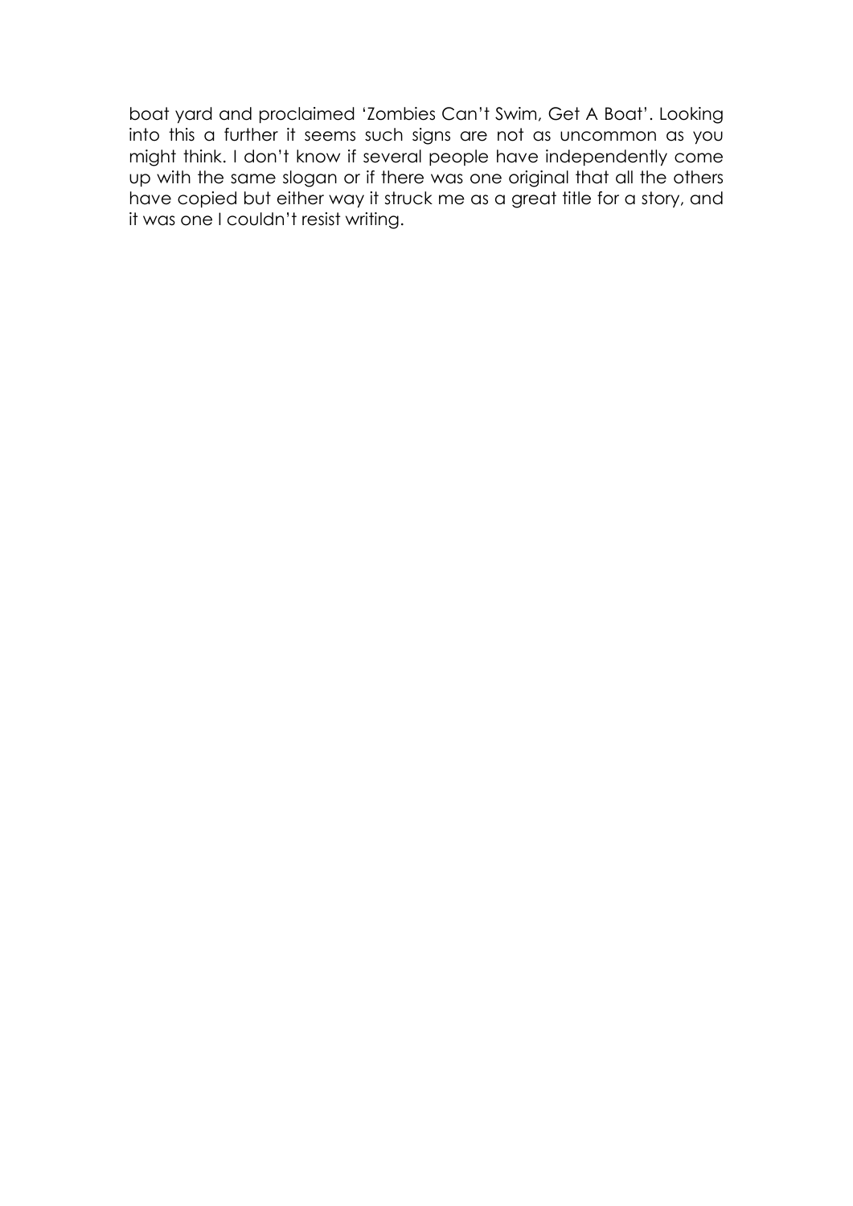boat yard and proclaimed 'Zombies Can't Swim, Get A Boat'. Looking into this a further it seems such signs are not as uncommon as you might think. I don't know if several people have independently come up with the same slogan or if there was one original that all the others have copied but either way it struck me as a great title for a story, and it was one I couldn't resist writing.